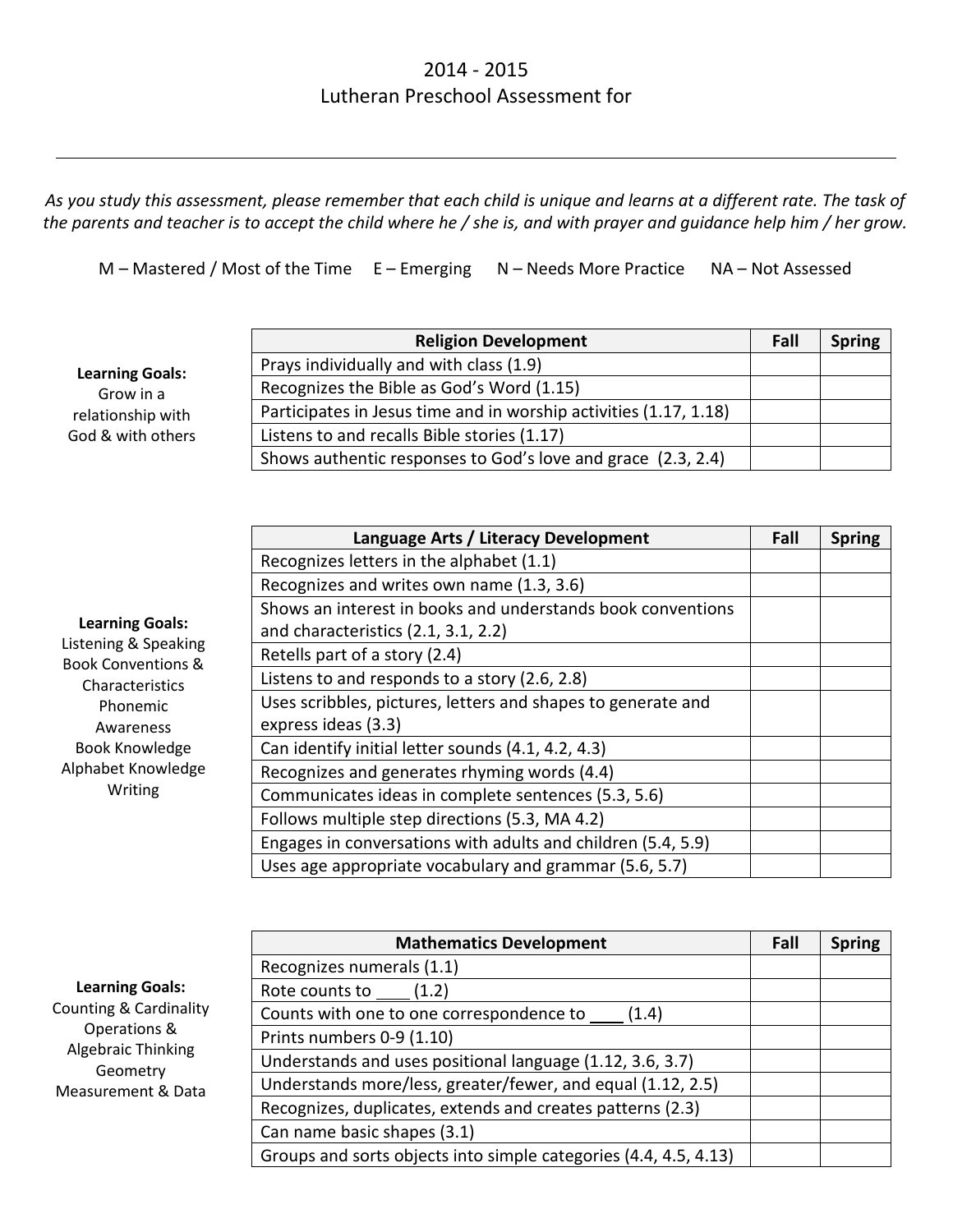# 2014 - 2015
# Lutheran Preschool Assessment for

---

*As you study this assessment, please remember that each child is unique and learns at a different rate. The task of the parents and teacher is to accept the child where he / she is, and with prayer and guidance help him / her grow.*

M – Mastered / Most of the Time E – Emerging N – Needs More Practice NA – Not Assessed

**Learning Goals:**
Grow in a relationship with God & with others

| Religion Development | Fall | Spring |
|---|---|---|
| Prays individually and with class (1.9) | | |
| Recognizes the Bible as God's Word (1.15) | | |
| Participates in Jesus time and in worship activities (1.17, 1.18) | | |
| Listens to and recalls Bible stories (1.17) | | |
| Shows authentic responses to God's love and grace (2.3, 2.4) | | |

**Learning Goals:**
Listening & Speaking
Book Conventions & Characteristics
Phonemic Awareness
Book Knowledge
Alphabet Knowledge
Writing

| Language Arts / Literacy Development | Fall | Spring |
|---|---|---|
| Recognizes letters in the alphabet (1.1) | | |
| Recognizes and writes own name (1.3, 3.6) | | |
| Shows an interest in books and understands book conventions and characteristics (2.1, 3.1, 2.2) | | |
| Retells part of a story (2.4) | | |
| Listens to and responds to a story (2.6, 2.8) | | |
| Uses scribbles, pictures, letters and shapes to generate and express ideas (3.3) | | |
| Can identify initial letter sounds (4.1, 4.2, 4.3) | | |
| Recognizes and generates rhyming words (4.4) | | |
| Communicates ideas in complete sentences (5.3, 5.6) | | |
| Follows multiple step directions (5.3, MA 4.2) | | |
| Engages in conversations with adults and children (5.4, 5.9) | | |
| Uses age appropriate vocabulary and grammar (5.6, 5.7) | | |

**Learning Goals:**
Counting & Cardinality
Operations & Algebraic Thinking
Geometry
Measurement & Data

| Mathematics Development | Fall | Spring |
|---|---|---|
| Recognizes numerals (1.1) | | |
| Rote counts to ____ (1.2) | | |
| Counts with one to one correspondence to ____ (1.4) | | |
| Prints numbers 0-9 (1.10) | | |
| Understands and uses positional language (1.12, 3.6, 3.7) | | |
| Understands more/less, greater/fewer, and equal (1.12, 2.5) | | |
| Recognizes, duplicates, extends and creates patterns (2.3) | | |
| Can name basic shapes (3.1) | | |
| Groups and sorts objects into simple categories (4.4, 4.5, 4.13) | | |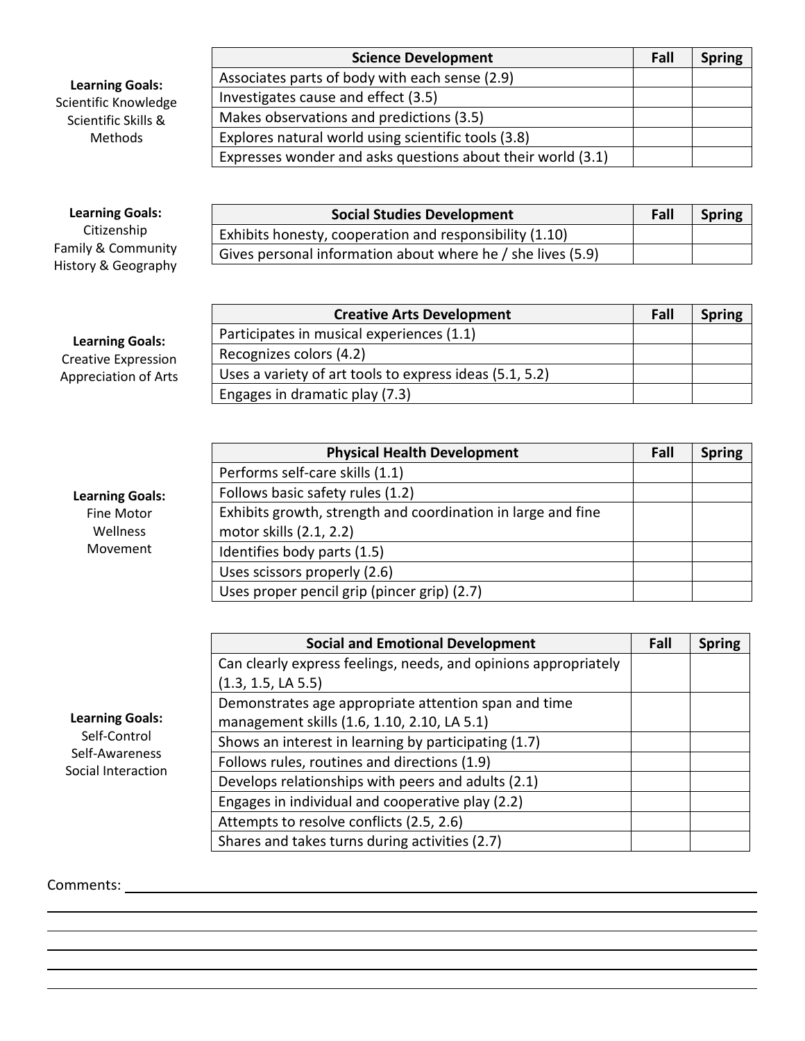**Learning Goals:**
Scientific Knowledge
Scientific Skills & Methods

| Science Development | Fall | Spring |
|---|---|---|
| Associates parts of body with each sense (2.9) | | |
| Investigates cause and effect (3.5) | | |
| Makes observations and predictions (3.5) | | |
| Explores natural world using scientific tools (3.8) | | |
| Expresses wonder and asks questions about their world (3.1) | | |

**Learning Goals:**
Citizenship
Family & Community
History & Geography

| Social Studies Development | Fall | Spring |
|---|---|---|
| Exhibits honesty, cooperation and responsibility (1.10) | | |
| Gives personal information about where he / she lives (5.9) | | |

**Learning Goals:**
Creative Expression
Appreciation of Arts

| Creative Arts Development | Fall | Spring |
|---|---|---|
| Participates in musical experiences (1.1) | | |
| Recognizes colors (4.2) | | |
| Uses a variety of art tools to express ideas (5.1, 5.2) | | |
| Engages in dramatic play (7.3) | | |

**Learning Goals:**
Fine Motor
Wellness
Movement

| Physical Health Development | Fall | Spring |
|---|---|---|
| Performs self-care skills (1.1) | | |
| Follows basic safety rules (1.2) | | |
| Exhibits growth, strength and coordination in large and fine motor skills (2.1, 2.2) | | |
| Identifies body parts (1.5) | | |
| Uses scissors properly (2.6) | | |
| Uses proper pencil grip (pincer grip) (2.7) | | |

**Learning Goals:**
Self-Control
Self-Awareness
Social Interaction

| Social and Emotional Development | Fall | Spring |
|---|---|---|
| Can clearly express feelings, needs, and opinions appropriately (1.3, 1.5, LA 5.5) | | |
| Demonstrates age appropriate attention span and time management skills (1.6, 1.10, 2.10, LA 5.1) | | |
| Shows an interest in learning by participating (1.7) | | |
| Follows rules, routines and directions (1.9) | | |
| Develops relationships with peers and adults (2.1) | | |
| Engages in individual and cooperative play (2.2) | | |
| Attempts to resolve conflicts (2.5, 2.6) | | |
| Shares and takes turns during activities (2.7) | | |

Comments: ______________________________________________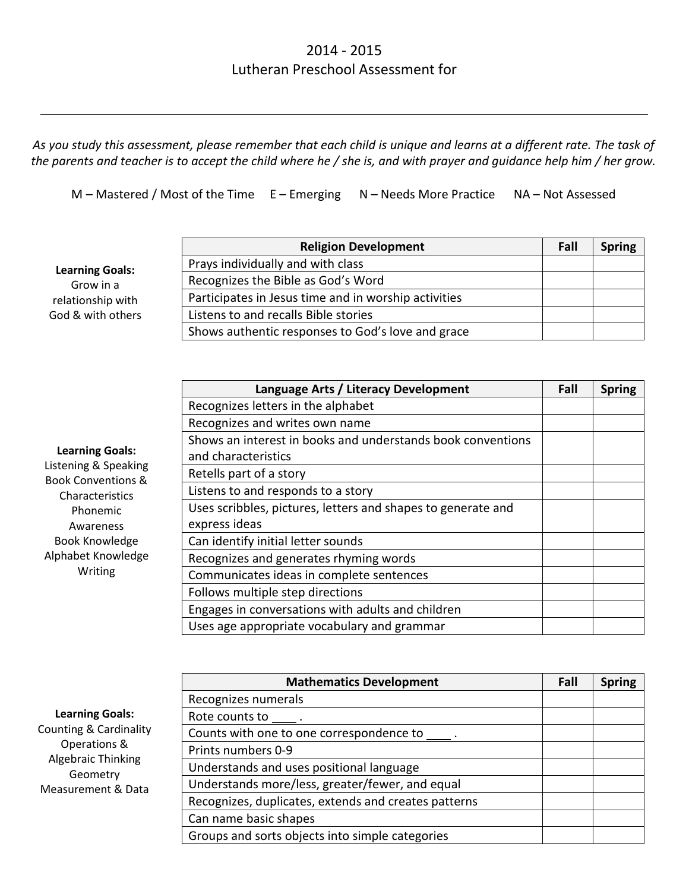# 2014 - 2015
# Lutheran Preschool Assessment for

---

*As you study this assessment, please remember that each child is unique and learns at a different rate. The task of the parents and teacher is to accept the child where he / she is, and with prayer and guidance help him / her grow.*

M – Mastered / Most of the Time  E – Emerging  N – Needs More Practice  NA – Not Assessed

**Learning Goals:**
Grow in a relationship with God & with others

| Religion Development | Fall | Spring |
|---|---|---|
| Prays individually and with class | | |
| Recognizes the Bible as God's Word | | |
| Participates in Jesus time and in worship activities | | |
| Listens to and recalls Bible stories | | |
| Shows authentic responses to God's love and grace | | |

**Learning Goals:**
Listening & Speaking
Book Conventions & Characteristics
Phonemic Awareness
Book Knowledge
Alphabet Knowledge
Writing

| Language Arts / Literacy Development | Fall | Spring |
|---|---|---|
| Recognizes letters in the alphabet | | |
| Recognizes and writes own name | | |
| Shows an interest in books and understands book conventions and characteristics | | |
| Retells part of a story | | |
| Listens to and responds to a story | | |
| Uses scribbles, pictures, letters and shapes to generate and express ideas | | |
| Can identify initial letter sounds | | |
| Recognizes and generates rhyming words | | |
| Communicates ideas in complete sentences | | |
| Follows multiple step directions | | |
| Engages in conversations with adults and children | | |
| Uses age appropriate vocabulary and grammar | | |

**Learning Goals:**
Counting & Cardinality
Operations & Algebraic Thinking
Geometry
Measurement & Data

| Mathematics Development | Fall | Spring |
|---|---|---|
| Recognizes numerals | | |
| Rote counts to ____ . | | |
| Counts with one to one correspondence to ____ . | | |
| Prints numbers 0-9 | | |
| Understands and uses positional language | | |
| Understands more/less, greater/fewer, and equal | | |
| Recognizes, duplicates, extends and creates patterns | | |
| Can name basic shapes | | |
| Groups and sorts objects into simple categories | | |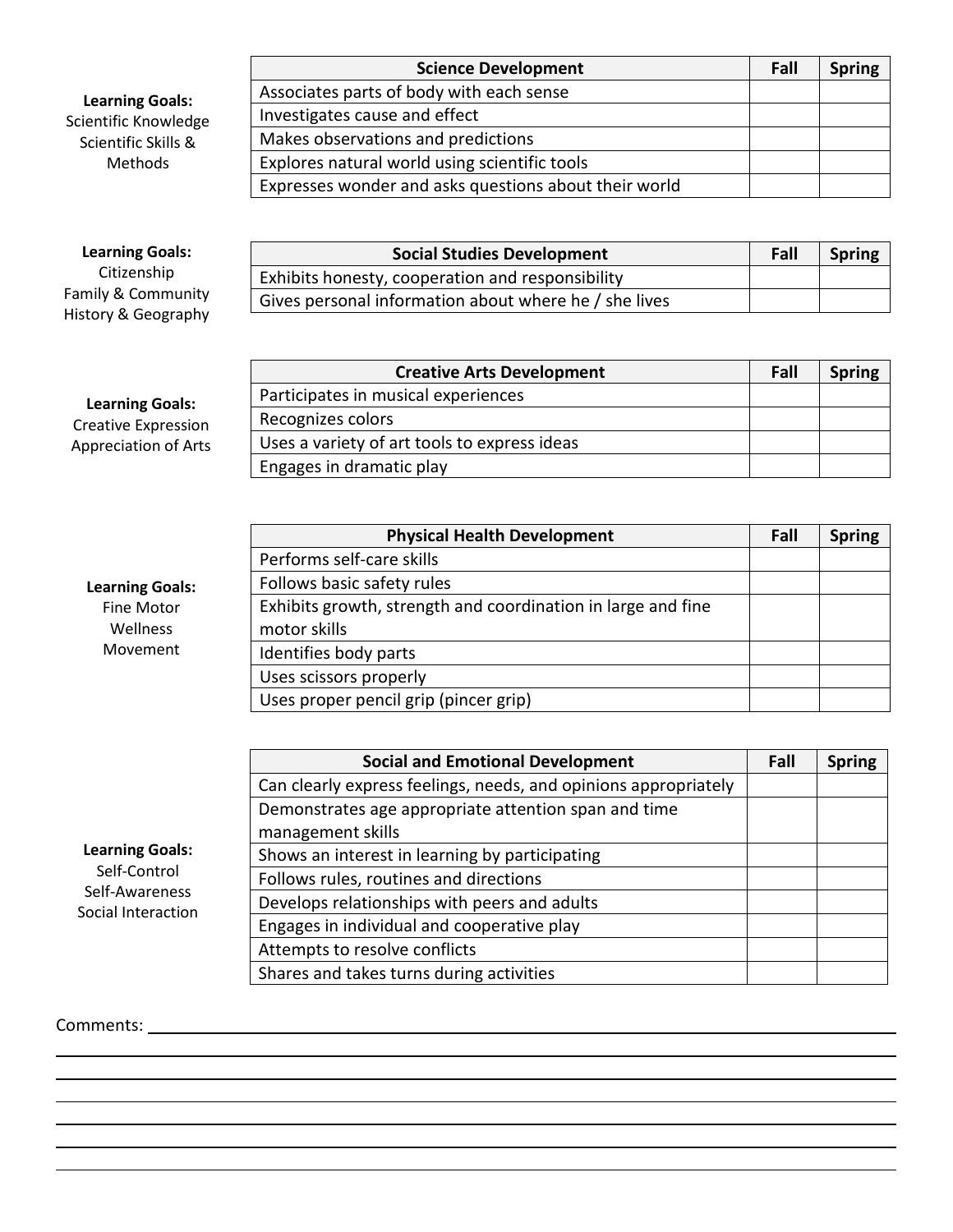**Learning Goals:**
Scientific Knowledge
Scientific Skills & Methods

| Science Development | Fall | Spring |
|---|---|---|
| Associates parts of body with each sense | | |
| Investigates cause and effect | | |
| Makes observations and predictions | | |
| Explores natural world using scientific tools | | |
| Expresses wonder and asks questions about their world | | |

**Learning Goals:**
Citizenship
Family & Community
History & Geography

| Social Studies Development | Fall | Spring |
|---|---|---|
| Exhibits honesty, cooperation and responsibility | | |
| Gives personal information about where he / she lives | | |

**Learning Goals:**
Creative Expression
Appreciation of Arts

| Creative Arts Development | Fall | Spring |
|---|---|---|
| Participates in musical experiences | | |
| Recognizes colors | | |
| Uses a variety of art tools to express ideas | | |
| Engages in dramatic play | | |

**Learning Goals:**
Fine Motor
Wellness
Movement

| Physical Health Development | Fall | Spring |
|---|---|---|
| Performs self-care skills | | |
| Follows basic safety rules | | |
| Exhibits growth, strength and coordination in large and fine motor skills | | |
| Identifies body parts | | |
| Uses scissors properly | | |
| Uses proper pencil grip (pincer grip) | | |

**Learning Goals:**
Self-Control
Self-Awareness
Social Interaction

| Social and Emotional Development | Fall | Spring |
|---|---|---|
| Can clearly express feelings, needs, and opinions appropriately | | |
| Demonstrates age appropriate attention span and time management skills | | |
| Shows an interest in learning by participating | | |
| Follows rules, routines and directions | | |
| Develops relationships with peers and adults | | |
| Engages in individual and cooperative play | | |
| Attempts to resolve conflicts | | |
| Shares and takes turns during activities | | |

Comments: ______________________________________________